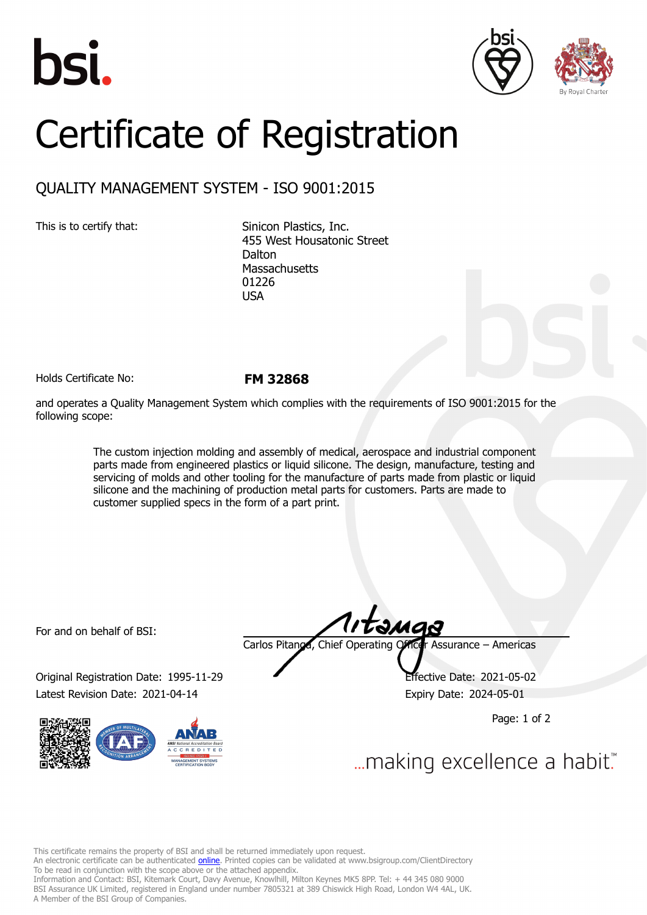# Certificate of Registration

## QUALITY MANAGEMENT SYSTEM - ISO 9001:2015

This is to certify that:

Sinicon Plastics, Inc.
455 West Housatonic Street
Dalton
Massachusetts
01226
USA

Holds Certificate No: **FM 32868**

and operates a Quality Management System which complies with the requirements of ISO 9001:2015 for the following scope:

> The custom injection molding and assembly of medical, aerospace and industrial component parts made from engineered plastics or liquid silicone. The design, manufacture, testing and servicing of molds and other tooling for the manufacture of parts made from plastic or liquid silicone and the machining of production metal parts for customers. Parts are made to customer supplied specs in the form of a part print.

For and on behalf of BSI:

Carlos Pitanga, Chief Operating Officer Assurance – Americas

Original Registration Date: 1995-11-29

Latest Revision Date: 2021-04-14

Effective Date: 2021-05-02

Expiry Date: 2024-05-01

...making excellence a habit.™

This certificate remains the property of BSI and shall be returned immediately upon request.
An electronic certificate can be authenticated online. Printed copies can be validated at www.bsigroup.com/ClientDirectory
To be read in conjunction with the scope above or the attached appendix.
Information and Contact: BSI, Kitemark Court, Davy Avenue, Knowlhill, Milton Keynes MK5 8PP. Tel: + 44 345 080 9000
BSI Assurance UK Limited, registered in England under number 7805321 at 389 Chiswick High Road, London W4 4AL, UK.
A Member of the BSI Group of Companies.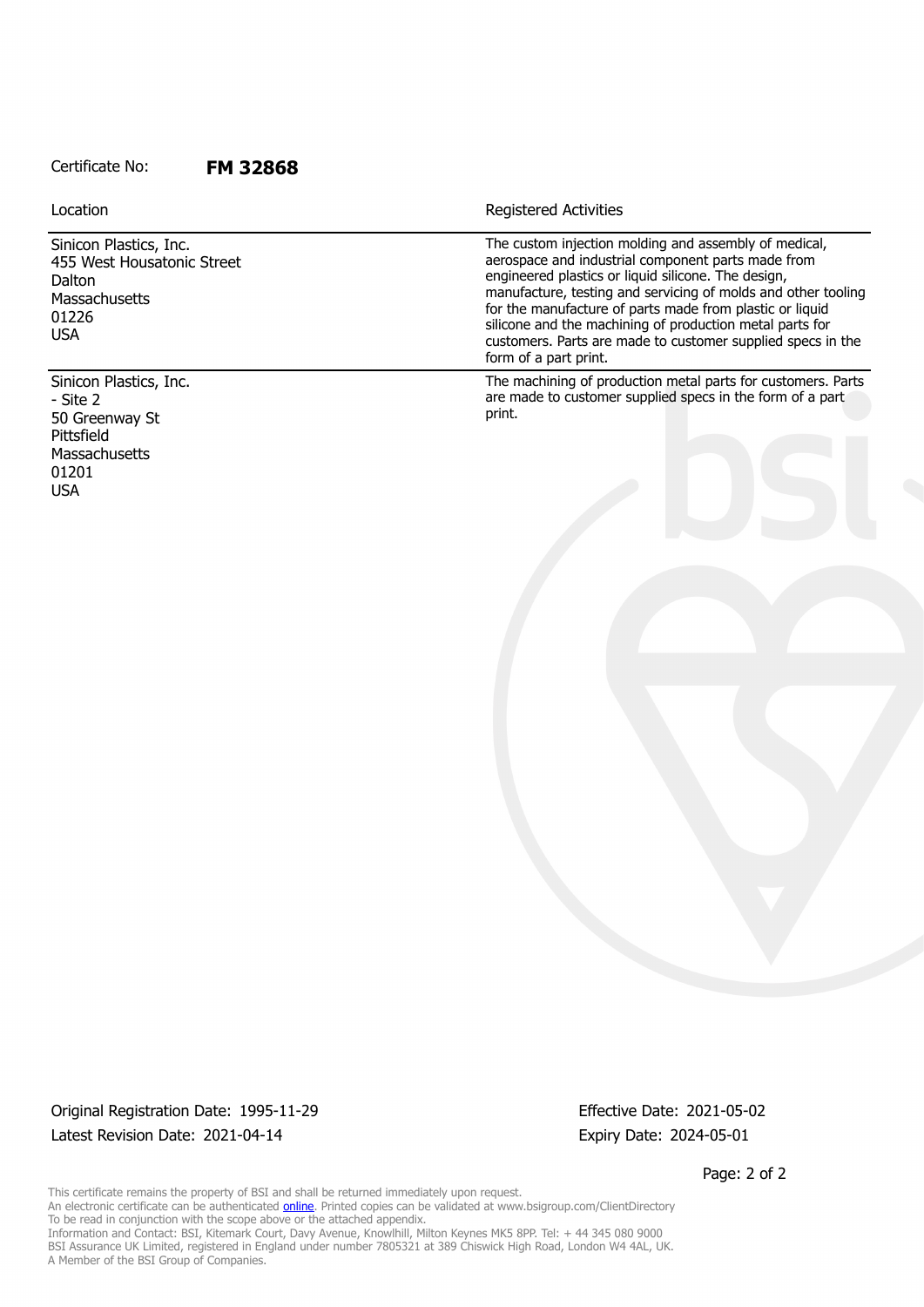Certificate No: **FM 32868**

| Location | Registered Activities |
| --- | --- |
| Sinicon Plastics, Inc.<br>455 West Housatonic Street<br>Dalton<br>Massachusetts<br>01226<br>USA | The custom injection molding and assembly of medical, aerospace and industrial component parts made from engineered plastics or liquid silicone. The design, manufacture, testing and servicing of molds and other tooling for the manufacture of parts made from plastic or liquid silicone and the machining of production metal parts for customers. Parts are made to customer supplied specs in the form of a part print. |
| Sinicon Plastics, Inc.<br>- Site 2<br>50 Greenway St<br>Pittsfield<br>Massachusetts<br>01201<br>USA | The machining of production metal parts for customers. Parts are made to customer supplied specs in the form of a part print. |

Original Registration Date: 1995-11-29

Latest Revision Date: 2021-04-14

Effective Date: 2021-05-02

Expiry Date: 2024-05-01

This certificate remains the property of BSI and shall be returned immediately upon request.
An electronic certificate can be authenticated online. Printed copies can be validated at www.bsigroup.com/ClientDirectory
To be read in conjunction with the scope above or the attached appendix.
Information and Contact: BSI, Kitemark Court, Davy Avenue, Knowlhill, Milton Keynes MK5 8PP. Tel: + 44 345 080 9000
BSI Assurance UK Limited, registered in England under number 7805321 at 389 Chiswick High Road, London W4 4AL, UK.
A Member of the BSI Group of Companies.